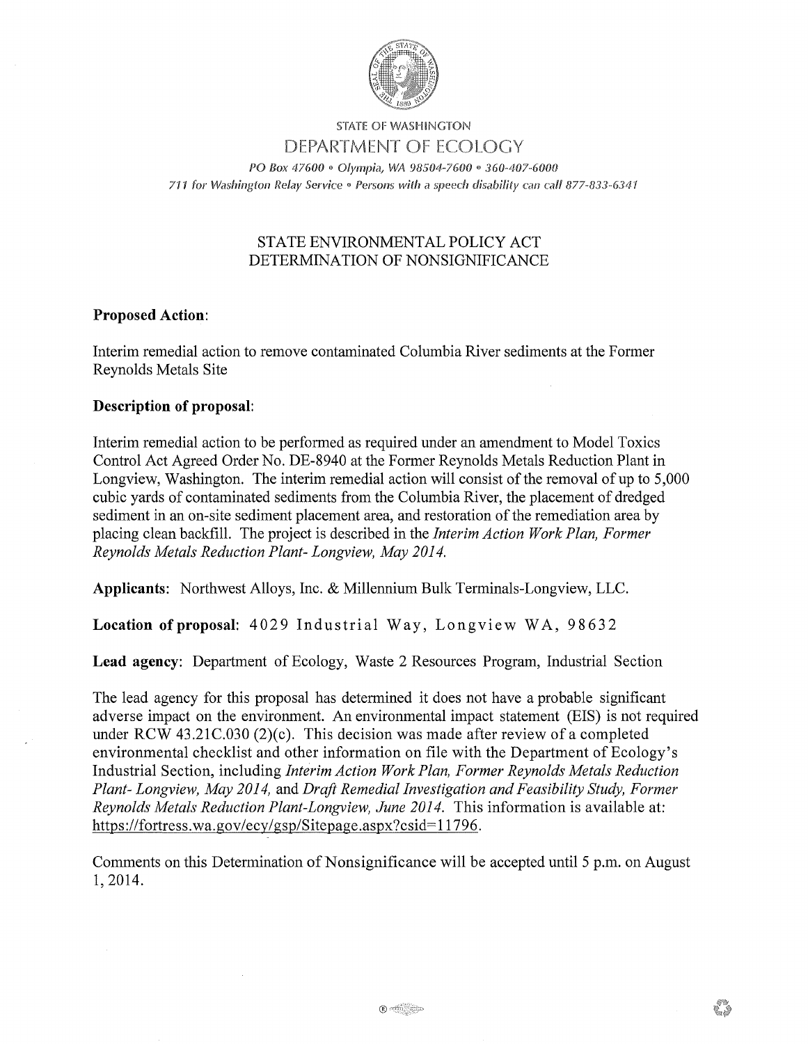STATE OF WASHINGTON

DEPARTMENT OF ECOLOGY

*PO Box 47600 • Olympia, WA 98504-7600 • 360-407-6000*
*711 for Washington Relay Service • Persons with a speech disability can call 877-833-6341*

# STATE ENVIRONMENTAL POLICY ACT DETERMINATION OF NONSIGNIFICANCE

**Proposed Action:**

Interim remedial action to remove contaminated Columbia River sediments at the Former Reynolds Metals Site

**Description of proposal:**

Interim remedial action to be performed as required under an amendment to Model Toxics Control Act Agreed Order No. DE-8940 at the Former Reynolds Metals Reduction Plant in Longview, Washington. The interim remedial action will consist of the removal of up to 5,000 cubic yards of contaminated sediments from the Columbia River, the placement of dredged sediment in an on-site sediment placement area, and restoration of the remediation area by placing clean backfill. The project is described in the *Interim Action Work Plan, Former Reynolds Metals Reduction Plant- Longview, May 2014.*

**Applicants:** Northwest Alloys, Inc. & Millennium Bulk Terminals-Longview, LLC.

**Location of proposal:** 4029 Industrial Way, Longview WA, 98632

**Lead agency:** Department of Ecology, Waste 2 Resources Program, Industrial Section

The lead agency for this proposal has determined it does not have a probable significant adverse impact on the environment. An environmental impact statement (EIS) is not required under RCW 43.21C.030 (2)(c). This decision was made after review of a completed environmental checklist and other information on file with the Department of Ecology's Industrial Section, including *Interim Action Work Plan, Former Reynolds Metals Reduction Plant- Longview, May 2014,* and *Draft Remedial Investigation and Feasibility Study, Former Reynolds Metals Reduction Plant-Longview, June 2014.* This information is available at: https://fortress.wa.gov/ecy/gsp/Sitepage.aspx?csid=11796.

Comments on this Determination of Nonsignificance will be accepted until 5 p.m. on August 1, 2014.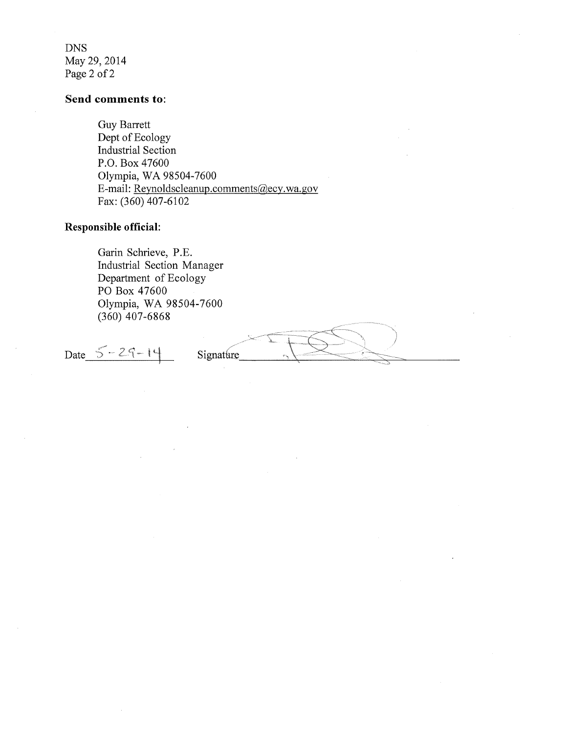**Send comments to:**

Guy Barrett
Dept of Ecology
Industrial Section
P.O. Box 47600
Olympia, WA 98504-7600
E-mail: Reynoldscleanup.comments@ecy.wa.gov
Fax: (360) 407-6102

**Responsible official:**

Garin Schrieve, P.E.
Industrial Section Manager
Department of Ecology
PO Box 47600
Olympia, WA 98504-7600
(360) 407-6868

Date 5-29-14 Signature